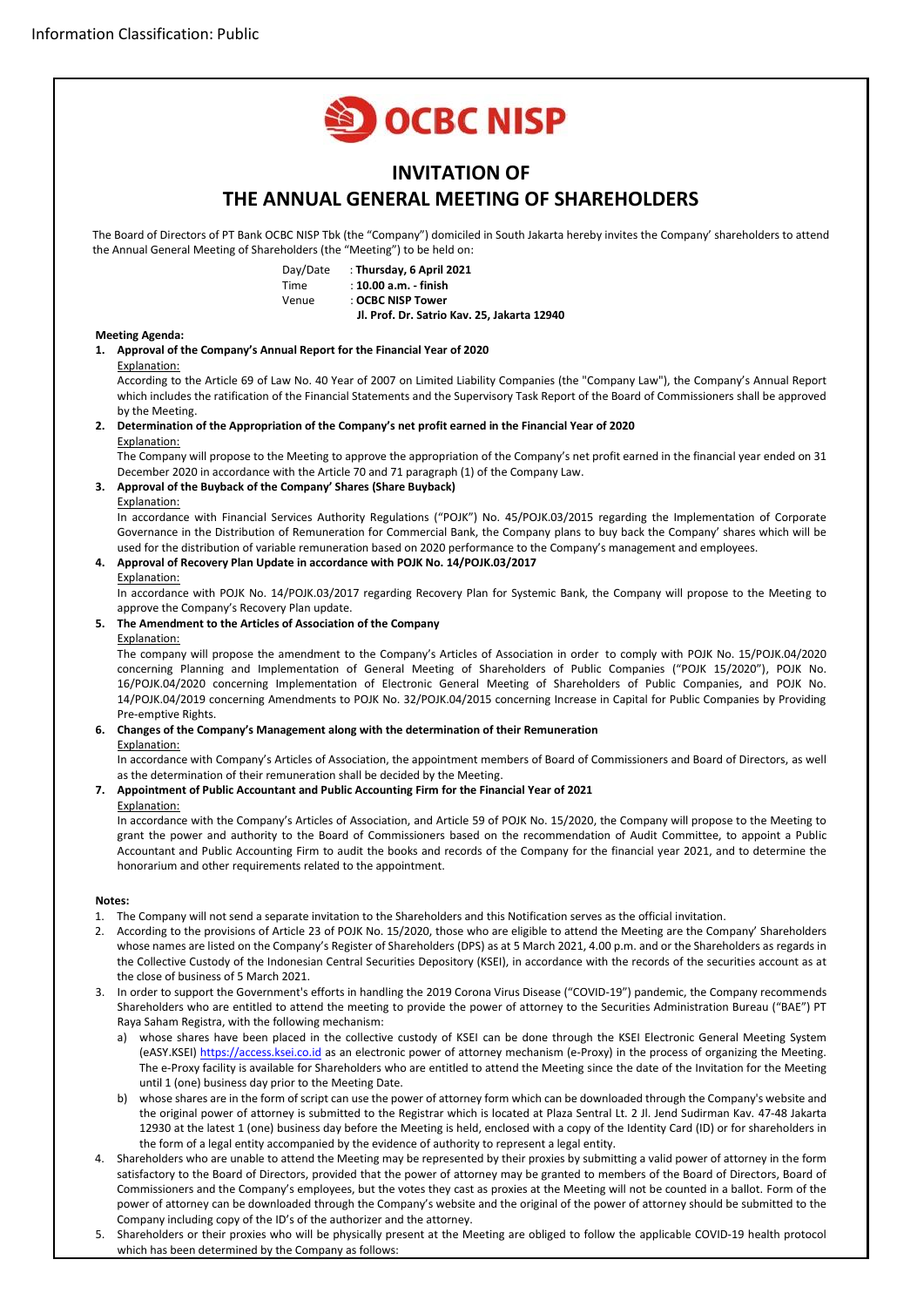Information Classification: Public

OCBC NISP

# INVITATION OF THE ANNUAL GENERAL MEETING OF SHAREHOLDERS

The Board of Directors of PT Bank OCBC NISP Tbk (the "Company") domiciled in South Jakarta hereby invites the Company' shareholders to attend the Annual General Meeting of Shareholders (the "Meeting") to be held on:

Day/Date : **Thursday, 6 April 2021**
Time : **10.00 a.m. - finish**
Venue : **OCBC NISP Tower**
**Jl. Prof. Dr. Satrio Kav. 25, Jakarta 12940**

**Meeting Agenda:**

1. **Approval of the Company's Annual Report for the Financial Year of 2020**
   Explanation:
   According to the Article 69 of Law No. 40 Year of 2007 on Limited Liability Companies (the "Company Law"), the Company's Annual Report which includes the ratification of the Financial Statements and the Supervisory Task Report of the Board of Commissioners shall be approved by the Meeting.
2. **Determination of the Appropriation of the Company's net profit earned in the Financial Year of 2020**
   Explanation:
   The Company will propose to the Meeting to approve the appropriation of the Company's net profit earned in the financial year ended on 31 December 2020 in accordance with the Article 70 and 71 paragraph (1) of the Company Law.
3. **Approval of the Buyback of the Company' Shares (Share Buyback)**
   Explanation:
   In accordance with Financial Services Authority Regulations ("POJK") No. 45/POJK.03/2015 regarding the Implementation of Corporate Governance in the Distribution of Remuneration for Commercial Bank, the Company plans to buy back the Company' shares which will be used for the distribution of variable remuneration based on 2020 performance to the Company's management and employees.
4. **Approval of Recovery Plan Update in accordance with POJK No. 14/POJK.03/2017**
   Explanation:
   In accordance with POJK No. 14/POJK.03/2017 regarding Recovery Plan for Systemic Bank, the Company will propose to the Meeting to approve the Company's Recovery Plan update.
5. **The Amendment to the Articles of Association of the Company**
   Explanation:
   The company will propose the amendment to the Company's Articles of Association in order to comply with POJK No. 15/POJK.04/2020 concerning Planning and Implementation of General Meeting of Shareholders of Public Companies ("POJK 15/2020"), POJK No. 16/POJK.04/2020 concerning Implementation of Electronic General Meeting of Shareholders of Public Companies, and POJK No. 14/POJK.04/2019 concerning Amendments to POJK No. 32/POJK.04/2015 concerning Increase in Capital for Public Companies by Providing Pre-emptive Rights.
6. **Changes of the Company's Management along with the determination of their Remuneration**
   Explanation:
   In accordance with Company's Articles of Association, the appointment members of Board of Commissioners and Board of Directors, as well as the determination of their remuneration shall be decided by the Meeting.
7. **Appointment of Public Accountant and Public Accounting Firm for the Financial Year of 2021**
   Explanation:
   In accordance with the Company's Articles of Association, and Article 59 of POJK No. 15/2020, the Company will propose to the Meeting to grant the power and authority to the Board of Commissioners based on the recommendation of Audit Committee, to appoint a Public Accountant and Public Accounting Firm to audit the books and records of the Company for the financial year 2021, and to determine the honorarium and other requirements related to the appointment.

**Notes:**

1. The Company will not send a separate invitation to the Shareholders and this Notification serves as the official invitation.
2. According to the provisions of Article 23 of POJK No. 15/2020, those who are eligible to attend the Meeting are the Company' Shareholders whose names are listed on the Company's Register of Shareholders (DPS) as at 5 March 2021, 4.00 p.m. and or the Shareholders as regards in the Collective Custody of the Indonesian Central Securities Depository (KSEI), in accordance with the records of the securities account as at the close of business of 5 March 2021.
3. In order to support the Government's efforts in handling the 2019 Corona Virus Disease ("COVID-19") pandemic, the Company recommends Shareholders who are entitled to attend the meeting to provide the power of attorney to the Securities Administration Bureau ("BAE") PT Raya Saham Registra, with the following mechanism:
   a) whose shares have been placed in the collective custody of KSEI can be done through the KSEI Electronic General Meeting System (eASY.KSEI) https://access.ksei.co.id as an electronic power of attorney mechanism (e-Proxy) in the process of organizing the Meeting. The e-Proxy facility is available for Shareholders who are entitled to attend the Meeting since the date of the Invitation for the Meeting until 1 (one) business day prior to the Meeting Date.
   b) whose shares are in the form of script can use the power of attorney form which can be downloaded through the Company's website and the original power of attorney is submitted to the Registrar which is located at Plaza Sentral Lt. 2 Jl. Jend Sudirman Kav. 47-48 Jakarta 12930 at the latest 1 (one) business day before the Meeting is held, enclosed with a copy of the Identity Card (ID) or for shareholders in the form of a legal entity accompanied by the evidence of authority to represent a legal entity.
4. Shareholders who are unable to attend the Meeting may be represented by their proxies by submitting a valid power of attorney in the form satisfactory to the Board of Directors, provided that the power of attorney may be granted to members of the Board of Directors, Board of Commissioners and the Company's employees, but the votes they cast as proxies at the Meeting will not be counted in a ballot. Form of the power of attorney can be downloaded through the Company's website and the original of the power of attorney should be submitted to the Company including copy of the ID's of the authorizer and the attorney.
5. Shareholders or their proxies who will be physically present at the Meeting are obliged to follow the applicable COVID-19 health protocol which has been determined by the Company as follows: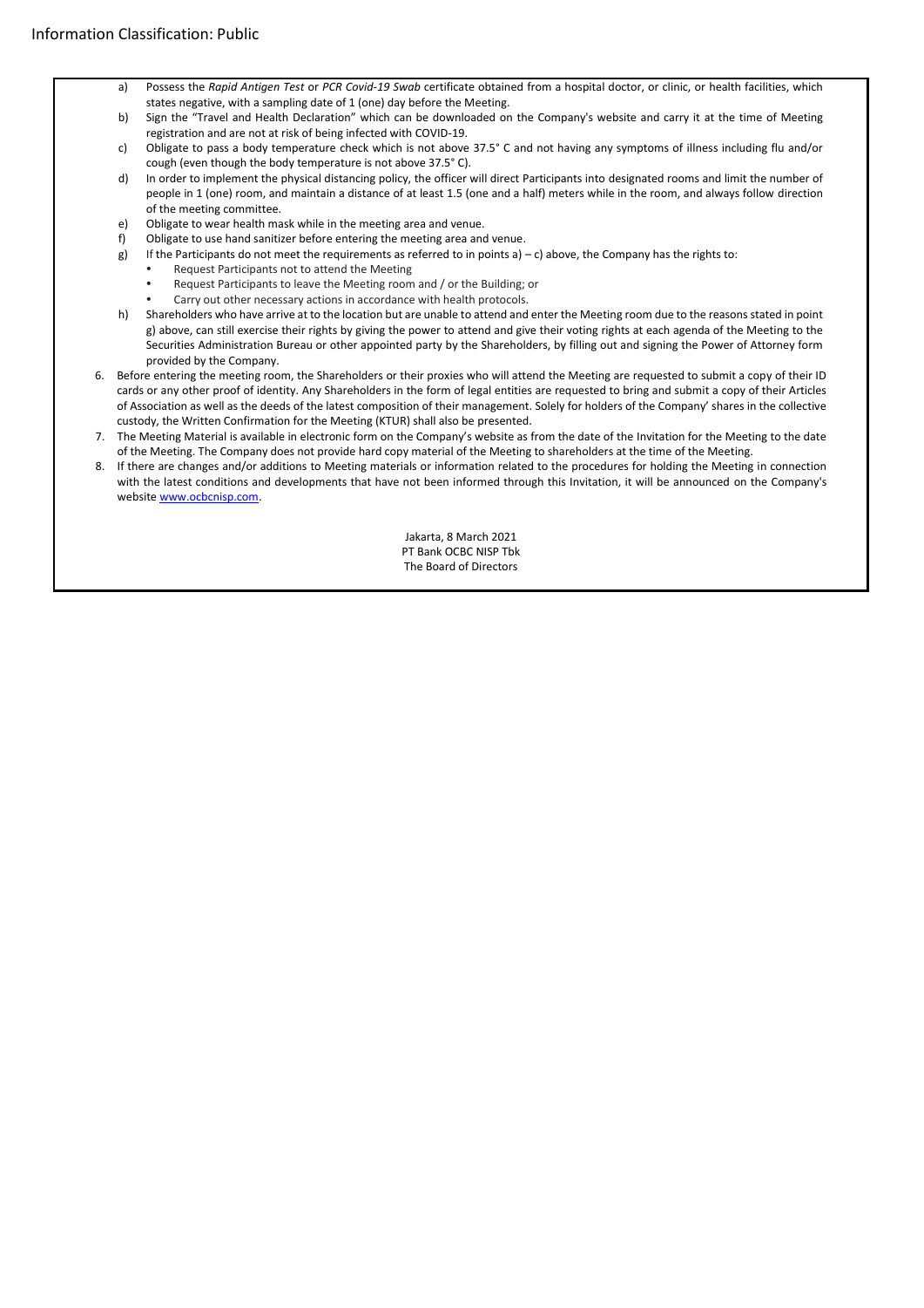a) Possess the *Rapid Antigen Test* or *PCR Covid-19 Swab* certificate obtained from a hospital doctor, or clinic, or health facilities, which states negative, with a sampling date of 1 (one) day before the Meeting.

b) Sign the "Travel and Health Declaration" which can be downloaded on the Company's website and carry it at the time of Meeting registration and are not at risk of being infected with COVID-19.

c) Obligate to pass a body temperature check which is not above 37.5° C and not having any symptoms of illness including flu and/or cough (even though the body temperature is not above 37.5° C).

d) In order to implement the physical distancing policy, the officer will direct Participants into designated rooms and limit the number of people in 1 (one) room, and maintain a distance of at least 1.5 (one and a half) meters while in the room, and always follow direction of the meeting committee.

e) Obligate to wear health mask while in the meeting area and venue.

f) Obligate to use hand sanitizer before entering the meeting area and venue.

g) If the Participants do not meet the requirements as referred to in points a) – c) above, the Company has the rights to:
   - Request Participants not to attend the Meeting
   - Request Participants to leave the Meeting room and / or the Building; or
   - Carry out other necessary actions in accordance with health protocols.

h) Shareholders who have arrive at to the location but are unable to attend and enter the Meeting room due to the reasons stated in point g) above, can still exercise their rights by giving the power to attend and give their voting rights at each agenda of the Meeting to the Securities Administration Bureau or other appointed party by the Shareholders, by filling out and signing the Power of Attorney form provided by the Company.

6. Before entering the meeting room, the Shareholders or their proxies who will attend the Meeting are requested to submit a copy of their ID cards or any other proof of identity. Any Shareholders in the form of legal entities are requested to bring and submit a copy of their Articles of Association as well as the deeds of the latest composition of their management. Solely for holders of the Company' shares in the collective custody, the Written Confirmation for the Meeting (KTUR) shall also be presented.
7. The Meeting Material is available in electronic form on the Company's website as from the date of the Invitation for the Meeting to the date of the Meeting. The Company does not provide hard copy material of the Meeting to shareholders at the time of the Meeting.
8. If there are changes and/or additions to Meeting materials or information related to the procedures for holding the Meeting in connection with the latest conditions and developments that have not been informed through this Invitation, it will be announced on the Company's website www.ocbcnisp.com.

Jakarta, 8 March 2021
PT Bank OCBC NISP Tbk
The Board of Directors